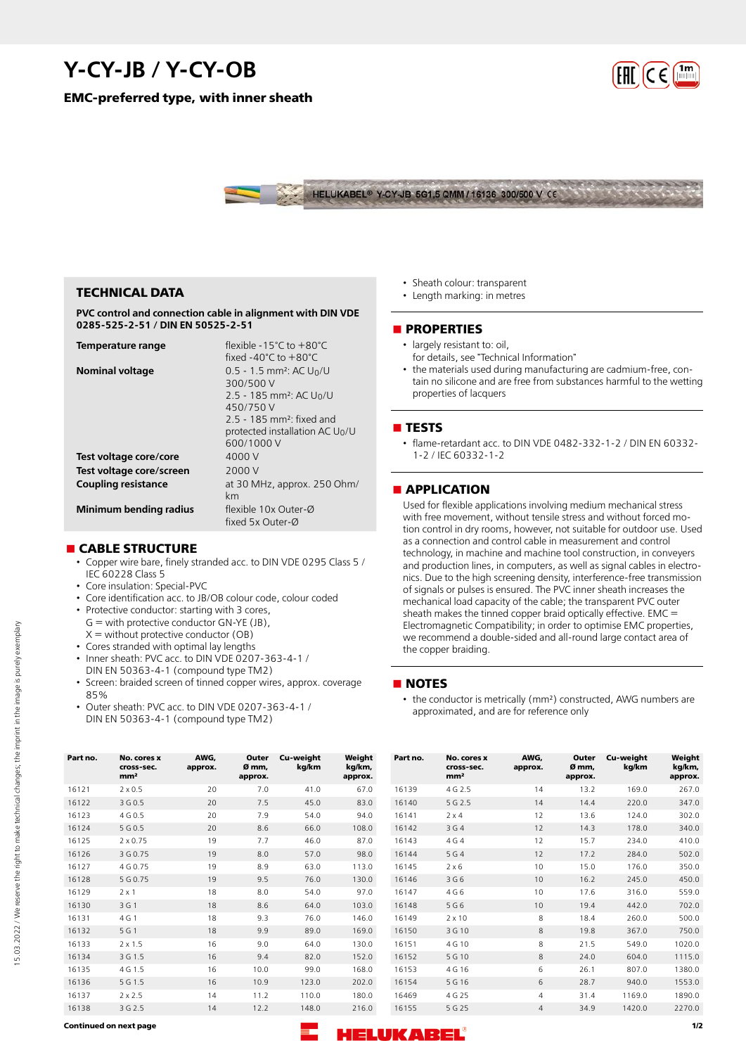# Y-CY-JB / Y-CY-OB

## EMC-preferred type, with inner sheath

## TECHNICAL DATA

**PVC control and connection cable in alignment with DIN VDE 0285-525-2-51 / DIN EN 50525-2-51**

| | |
|---|---|
| **Temperature range** | flexible -15°C to +80°C<br>fixed -40°C to +80°C |
| **Nominal voltage** | 0.5 - 1.5 mm²: AC $U_0$/U 300/500 V<br>2.5 - 185 mm²: AC $U_0$/U 450/750 V<br>2.5 - 185 mm²: fixed and protected installation AC $U_0$/U 600/1000 V |
| **Test voltage core/core** | 4000 V |
| **Test voltage core/screen** | 2000 V |
| **Coupling resistance** | at 30 MHz, approx. 250 Ohm/km |
| **Minimum bending radius** | flexible 10x Outer-Ø<br>fixed 5x Outer-Ø |

## CABLE STRUCTURE

- Copper wire bare, finely stranded acc. to DIN VDE 0295 Class 5 / IEC 60228 Class 5
- Core insulation: Special-PVC
- Core identification acc. to JB/OB colour code, colour coded
- Protective conductor: starting with 3 cores,
  G = with protective conductor GN-YE (JB),
  X = without protective conductor (OB)
- Cores stranded with optimal lay lengths
- Inner sheath: PVC acc. to DIN VDE 0207-363-4-1 / DIN EN 50363-4-1 (compound type TM2)
- Screen: braided screen of tinned copper wires, approx. coverage 85%
- Outer sheath: PVC acc. to DIN VDE 0207-363-4-1 / DIN EN 50363-4-1 (compound type TM2)
- Sheath colour: transparent
- Length marking: in metres

## PROPERTIES

- largely resistant to: oil,
  for details, see "Technical Information"
- the materials used during manufacturing are cadmium-free, contain no silicone and are free from substances harmful to the wetting properties of lacquers

## TESTS

- flame-retardant acc. to DIN VDE 0482-332-1-2 / DIN EN 60332-1-2 / IEC 60332-1-2

## APPLICATION

Used for flexible applications involving medium mechanical stress with free movement, without tensile stress and without forced motion control in dry rooms, however, not suitable for outdoor use. Used as a connection and control cable in measurement and control technology, in machine and machine tool construction, in conveyers and production lines, in computers, as well as signal cables in electronics. Due to the high screening density, interference-free transmission of signals or pulses is ensured. The PVC inner sheath increases the mechanical load capacity of the cable; the transparent PVC outer sheath makes the tinned copper braid optically effective. EMC = Electromagnetic Compatibility; in order to optimise EMC properties, we recommend a double-sided and all-round large contact area of the copper braiding.

## NOTES

- the conductor is metrically (mm²) constructed, AWG numbers are approximated, and are for reference only

| Part no. | No. cores x cross-sec. mm² | AWG, approx. | Outer Ø mm, approx. | Cu-weight kg/km | Weight kg/km, approx. |
|---|---|---|---|---|---|
| 16121 | 2 x 0.5 | 20 | 7.0 | 41.0 | 67.0 |
| 16122 | 3 G 0.5 | 20 | 7.5 | 45.0 | 83.0 |
| 16123 | 4 G 0.5 | 20 | 7.9 | 54.0 | 94.0 |
| 16124 | 5 G 0.5 | 20 | 8.6 | 66.0 | 108.0 |
| 16125 | 2 x 0.75 | 19 | 7.7 | 46.0 | 87.0 |
| 16126 | 3 G 0.75 | 19 | 8.0 | 57.0 | 98.0 |
| 16127 | 4 G 0.75 | 19 | 8.9 | 63.0 | 113.0 |
| 16128 | 5 G 0.75 | 19 | 9.5 | 76.0 | 130.0 |
| 16129 | 2 x 1 | 18 | 8.0 | 54.0 | 97.0 |
| 16130 | 3 G 1 | 18 | 8.6 | 64.0 | 103.0 |
| 16131 | 4 G 1 | 18 | 9.3 | 76.0 | 146.0 |
| 16132 | 5 G 1 | 18 | 9.9 | 89.0 | 169.0 |
| 16133 | 2 x 1.5 | 16 | 9.0 | 64.0 | 130.0 |
| 16134 | 3 G 1.5 | 16 | 9.4 | 82.0 | 152.0 |
| 16135 | 4 G 1.5 | 16 | 10.0 | 99.0 | 168.0 |
| 16136 | 5 G 1.5 | 16 | 10.9 | 123.0 | 202.0 |
| 16137 | 2 x 2.5 | 14 | 11.2 | 110.0 | 180.0 |
| 16138 | 3 G 2.5 | 14 | 12.2 | 148.0 | 216.0 |
| 16139 | 4 G 2.5 | 14 | 13.2 | 169.0 | 267.0 |
| 16140 | 5 G 2.5 | 14 | 14.4 | 220.0 | 347.0 |
| 16141 | 2 x 4 | 12 | 13.6 | 124.0 | 302.0 |
| 16142 | 3 G 4 | 12 | 14.3 | 178.0 | 340.0 |
| 16143 | 4 G 4 | 12 | 15.7 | 234.0 | 410.0 |
| 16144 | 5 G 4 | 12 | 17.2 | 284.0 | 502.0 |
| 16145 | 2 x 6 | 10 | 15.0 | 176.0 | 350.0 |
| 16146 | 3 G 6 | 10 | 16.2 | 245.0 | 450.0 |
| 16147 | 4 G 6 | 10 | 17.6 | 316.0 | 559.0 |
| 16148 | 5 G 6 | 10 | 19.4 | 442.0 | 702.0 |
| 16149 | 2 x 10 | 8 | 18.4 | 260.0 | 500.0 |
| 16150 | 3 G 10 | 8 | 19.8 | 367.0 | 750.0 |
| 16151 | 4 G 10 | 8 | 21.5 | 549.0 | 1020.0 |
| 16152 | 5 G 10 | 8 | 24.0 | 604.0 | 1115.0 |
| 16153 | 4 G 16 | 6 | 26.1 | 807.0 | 1380.0 |
| 16154 | 5 G 16 | 6 | 28.7 | 940.0 | 1553.0 |
| 16469 | 4 G 25 | 4 | 31.4 | 1169.0 | 1890.0 |
| 16155 | 5 G 25 | 4 | 34.9 | 1420.0 | 2270.0 |

**Continued on next page**

15.03.2022 / We reserve the right to make technical changes; the imprint in the image is purely exemplary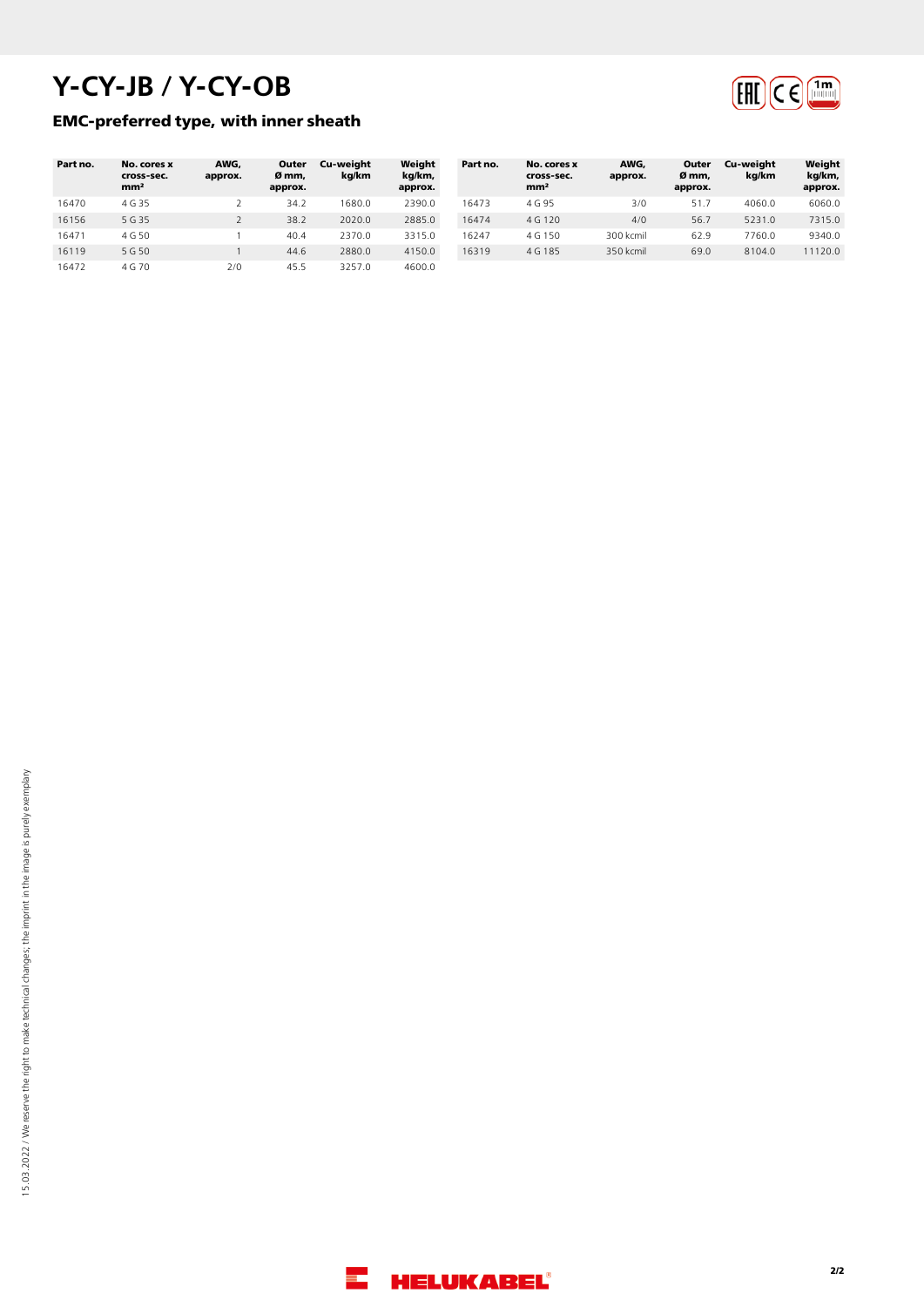# Y-CY-JB / Y-CY-OB

## EMC-preferred type, with inner sheath

| Part no. | No. cores x cross-sec. mm² | AWG, approx. | Outer Ø mm, approx. | Cu-weight kg/km | Weight kg/km, approx. |
|---|---|---|---|---|---|
| 16470 | 4 G 35 | 2 | 34.2 | 1680.0 | 2390.0 |
| 16156 | 5 G 35 | 2 | 38.2 | 2020.0 | 2885.0 |
| 16471 | 4 G 50 | 1 | 40.4 | 2370.0 | 3315.0 |
| 16119 | 5 G 50 | 1 | 44.6 | 2880.0 | 4150.0 |
| 16472 | 4 G 70 | 2/0 | 45.5 | 3257.0 | 4600.0 |
| 16473 | 4 G 95 | 3/0 | 51.7 | 4060.0 | 6060.0 |
| 16474 | 4 G 120 | 4/0 | 56.7 | 5231.0 | 7315.0 |
| 16247 | 4 G 150 | 300 kcmil | 62.9 | 7760.0 | 9340.0 |
| 16319 | 4 G 185 | 350 kcmil | 69.0 | 8104.0 | 11120.0 |

15.03.2022 / We reserve the right to make technical changes; the imprint in the image is purely exemplary